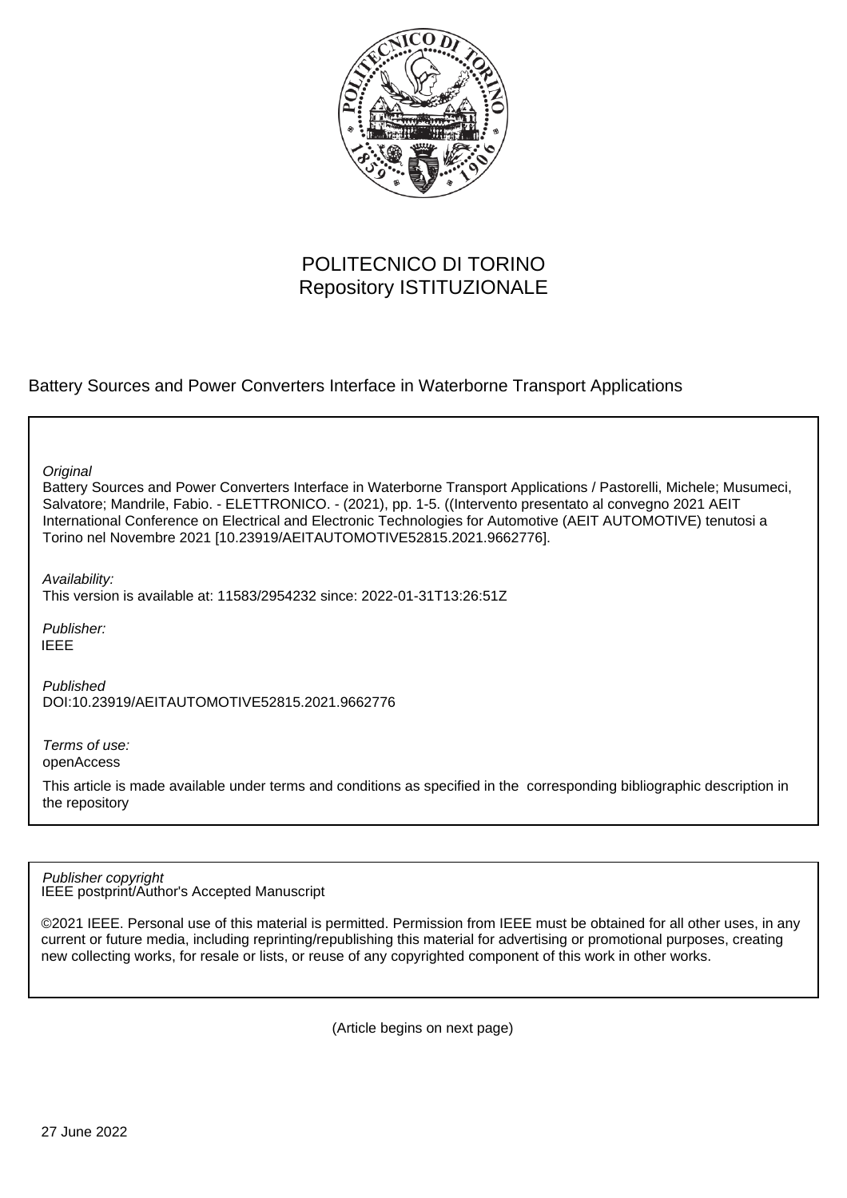POLITECNICO DI TORINO
Repository ISTITUZIONALE

Battery Sources and Power Converters Interface in Waterborne Transport Applications

*Original*

Battery Sources and Power Converters Interface in Waterborne Transport Applications / Pastorelli, Michele; Musumeci, Salvatore; Mandrile, Fabio. - ELETTRONICO. - (2021), pp. 1-5. ((Intervento presentato al convegno 2021 AEIT International Conference on Electrical and Electronic Technologies for Automotive (AEIT AUTOMOTIVE) tenutosi a Torino nel Novembre 2021 [10.23919/AEITAUTOMOTIVE52815.2021.9662776].

*Availability:*

This version is available at: 11583/2954232 since: 2022-01-31T13:26:51Z

*Publisher:*

IEEE

*Published*

DOI:10.23919/AEITAUTOMOTIVE52815.2021.9662776

*Terms of use:*

openAccess

This article is made available under terms and conditions as specified in the corresponding bibliographic description in the repository

*Publisher copyright*

IEEE postprint/Author's Accepted Manuscript

©2021 IEEE. Personal use of this material is permitted. Permission from IEEE must be obtained for all other uses, in any current or future media, including reprinting/republishing this material for advertising or promotional purposes, creating new collecting works, for resale or lists, or reuse of any copyrighted component of this work in other works.

(Article begins on next page)

27 June 2022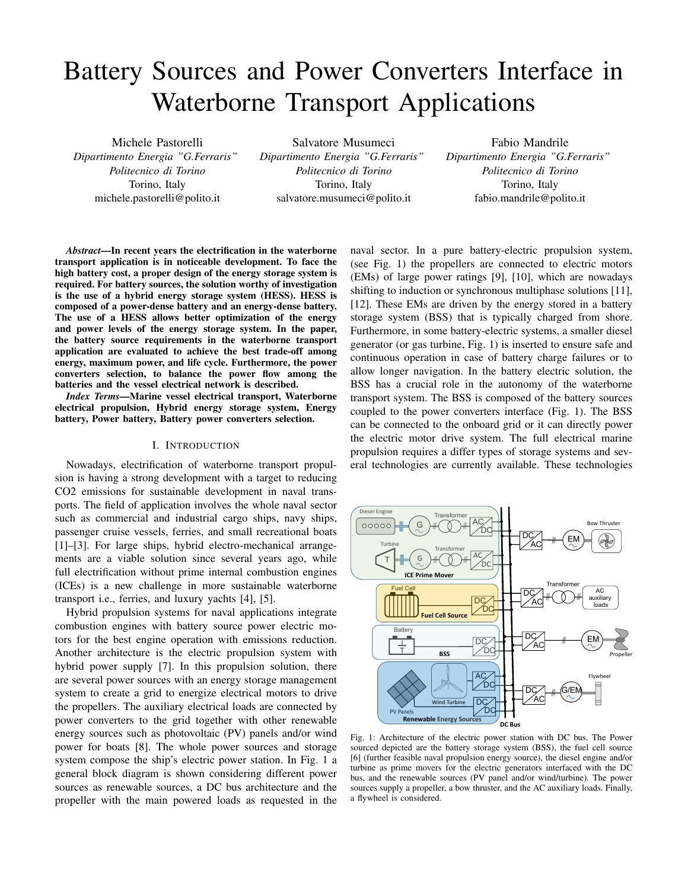# Battery Sources and Power Converters Interface in Waterborne Transport Applications

Michele Pastorelli
*Dipartimento Energia "G.Ferraris"*
*Politecnico di Torino*
Torino, Italy
michele.pastorelli@polito.it

Salvatore Musumeci
*Dipartimento Energia "G.Ferraris"*
*Politecnico di Torino*
Torino, Italy
salvatore.musumeci@polito.it

Fabio Mandrile
*Dipartimento Energia "G.Ferraris"*
*Politecnico di Torino*
Torino, Italy
fabio.mandrile@polito.it

***Abstract*—In recent years the electrification in the waterborne transport application is in noticeable development. To face the high battery cost, a proper design of the energy storage system is required. For battery sources, the solution worthy of investigation is the use of a hybrid energy storage system (HESS). HESS is composed of a power-dense battery and an energy-dense battery. The use of a HESS allows better optimization of the energy and power levels of the energy storage system. In the paper, the battery source requirements in the waterborne transport application are evaluated to achieve the best trade-off among energy, maximum power, and life cycle. Furthermore, the power converters selection, to balance the power flow among the batteries and the vessel electrical network is described.**

***Index Terms*—Marine vessel electrical transport, Waterborne electrical propulsion, Hybrid energy storage system, Energy battery, Power battery, Battery power converters selection.**

## I. Introduction

Nowadays, electrification of waterborne transport propulsion is having a strong development with a target to reducing CO2 emissions for sustainable development in naval transports. The field of application involves the whole naval sector such as commercial and industrial cargo ships, navy ships, passenger cruise vessels, ferries, and small recreational boats [1]–[3]. For large ships, hybrid electro-mechanical arrangements are a viable solution since several years ago, while full electrification without prime internal combustion engines (ICEs) is a new challenge in more sustainable waterborne transport i.e., ferries, and luxury yachts [4], [5].

Hybrid propulsion systems for naval applications integrate combustion engines with battery source power electric motors for the best engine operation with emissions reduction. Another architecture is the electric propulsion system with hybrid power supply [7]. In this propulsion solution, there are several power sources with an energy storage management system to create a grid to energize electrical motors to drive the propellers. The auxiliary electrical loads are connected by power converters to the grid together with other renewable energy sources such as photovoltaic (PV) panels and/or wind power for boats [8]. The whole power sources and storage system compose the ship's electric power station. In Fig. 1 a general block diagram is shown considering different power sources as renewable sources, a DC bus architecture and the propeller with the main powered loads as requested in the naval sector. In a pure battery-electric propulsion system, (see Fig. 1) the propellers are connected to electric motors (EMs) of large power ratings [9], [10], which are nowadays shifting to induction or synchronous multiphase solutions [11], [12]. These EMs are driven by the energy stored in a battery storage system (BSS) that is typically charged from shore. Furthermore, in some battery-electric systems, a smaller diesel generator (or gas turbine, Fig. 1) is inserted to ensure safe and continuous operation in case of battery charge failures or to allow longer navigation. In the battery electric solution, the BSS has a crucial role in the autonomy of the waterborne transport system. The BSS is composed of the battery sources coupled to the power converters interface (Fig. 1). The BSS can be connected to the onboard grid or it can directly power the electric motor drive system. The full electrical marine propulsion requires a differ types of storage systems and several technologies are currently available. These technologies

Fig. 1: Architecture of the electric power station with DC bus. The Power sourced depicted are the battery storage system (BSS), the fuel cell source [6] (further feasible naval propulsion energy source), the diesel engine and/or turbine as prime movers for the electric generators interfaced with the DC bus, and the renewable sources (PV panel and/or wind/turbine). The power sources supply a propeller, a bow thruster, and the AC auxiliary loads. Finally, a flywheel is considered.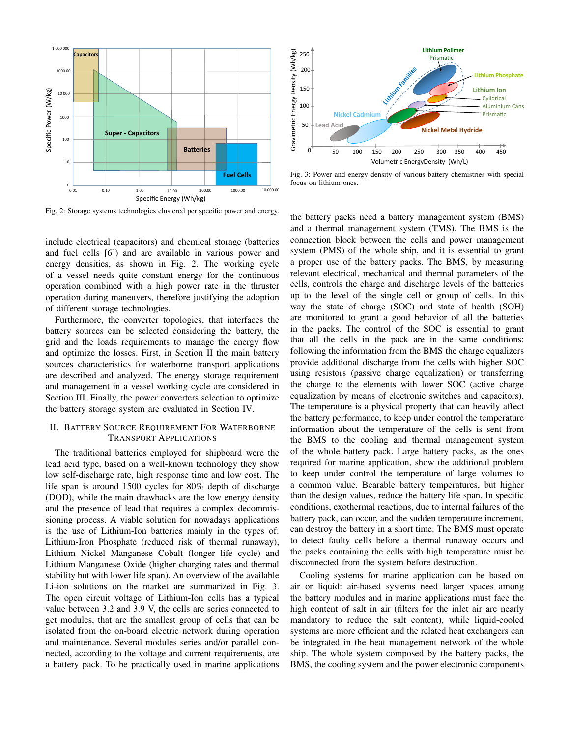Fig. 2: Storage systems technologies clustered per specific power and energy.

Fig. 3: Power and energy density of various battery chemistries with special focus on lithium ones.

include electrical (capacitors) and chemical storage (batteries and fuel cells [6]) and are available in various power and energy densities, as shown in Fig. 2. The working cycle of a vessel needs quite constant energy for the continuous operation combined with a high power rate in the thruster operation during maneuvers, therefore justifying the adoption of different storage technologies.

Furthermore, the converter topologies, that interfaces the battery sources can be selected considering the battery, the grid and the loads requirements to manage the energy flow and optimize the losses. First, in Section II the main battery sources characteristics for waterborne transport applications are described and analyzed. The energy storage requirement and management in a vessel working cycle are considered in Section III. Finally, the power converters selection to optimize the battery storage system are evaluated in Section IV.

## II. Battery Source Requirement For Waterborne Transport Applications

The traditional batteries employed for shipboard were the lead acid type, based on a well-known technology they show low self-discharge rate, high response time and low cost. The life span is around 1500 cycles for 80% depth of discharge (DOD), while the main drawbacks are the low energy density and the presence of lead that requires a complex decommissioning process. A viable solution for nowadays applications is the use of Lithium-Ion batteries mainly in the types of: Lithium-Iron Phosphate (reduced risk of thermal runaway), Lithium Nickel Manganese Cobalt (longer life cycle) and Lithium Manganese Oxide (higher charging rates and thermal stability but with lower life span). An overview of the available Li-ion solutions on the market are summarized in Fig. 3. The open circuit voltage of Lithium-Ion cells has a typical value between 3.2 and 3.9 V, the cells are series connected to get modules, that are the smallest group of cells that can be isolated from the on-board electric network during operation and maintenance. Several modules series and/or parallel connected, according to the voltage and current requirements, are a battery pack. To be practically used in marine applications the battery packs need a battery management system (BMS) and a thermal management system (TMS). The BMS is the connection block between the cells and power management system (PMS) of the whole ship, and it is essential to grant a proper use of the battery packs. The BMS, by measuring relevant electrical, mechanical and thermal parameters of the cells, controls the charge and discharge levels of the batteries up to the level of the single cell or group of cells. In this way the state of charge (SOC) and state of health (SOH) are monitored to grant a good behavior of all the batteries in the packs. The control of the SOC is essential to grant that all the cells in the pack are in the same conditions: following the information from the BMS the charge equalizers provide additional discharge from the cells with higher SOC using resistors (passive charge equalization) or transferring the charge to the elements with lower SOC (active charge equalization by means of electronic switches and capacitors). The temperature is a physical property that can heavily affect the battery performance, to keep under control the temperature information about the temperature of the cells is sent from the BMS to the cooling and thermal management system of the whole battery pack. Large battery packs, as the ones required for marine application, show the additional problem to keep under control the temperature of large volumes to a common value. Bearable battery temperatures, but higher than the design values, reduce the battery life span. In specific conditions, exothermal reactions, due to internal failures of the battery pack, can occur, and the sudden temperature increment, can destroy the battery in a short time. The BMS must operate to detect faulty cells before a thermal runaway occurs and the packs containing the cells with high temperature must be disconnected from the system before destruction.

Cooling systems for marine application can be based on air or liquid: air-based systems need larger spaces among the battery modules and in marine applications must face the high content of salt in air (filters for the inlet air are nearly mandatory to reduce the salt content), while liquid-cooled systems are more efficient and the related heat exchangers can be integrated in the heat management network of the whole ship. The whole system composed by the battery packs, the BMS, the cooling system and the power electronic components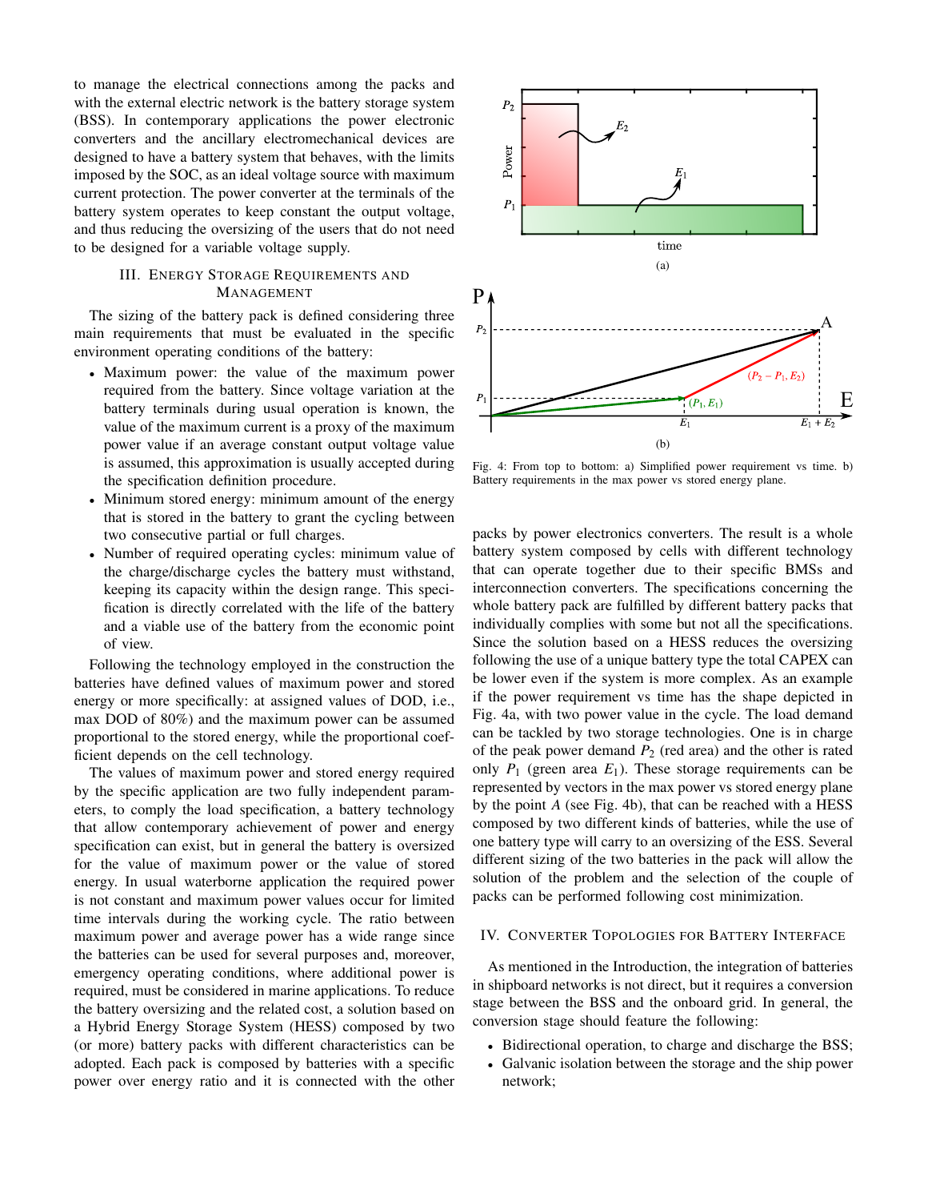to manage the electrical connections among the packs and with the external electric network is the battery storage system (BSS). In contemporary applications the power electronic converters and the ancillary electromechanical devices are designed to have a battery system that behaves, with the limits imposed by the SOC, as an ideal voltage source with maximum current protection. The power converter at the terminals of the battery system operates to keep constant the output voltage, and thus reducing the oversizing of the users that do not need to be designed for a variable voltage supply.

## III. Energy Storage Requirements and Management

The sizing of the battery pack is defined considering three main requirements that must be evaluated in the specific environment operating conditions of the battery:

- Maximum power: the value of the maximum power required from the battery. Since voltage variation at the battery terminals during usual operation is known, the value of the maximum current is a proxy of the maximum power value if an average constant output voltage value is assumed, this approximation is usually accepted during the specification definition procedure.
- Minimum stored energy: minimum amount of the energy that is stored in the battery to grant the cycling between two consecutive partial or full charges.
- Number of required operating cycles: minimum value of the charge/discharge cycles the battery must withstand, keeping its capacity within the design range. This specification is directly correlated with the life of the battery and a viable use of the battery from the economic point of view.

Following the technology employed in the construction the batteries have defined values of maximum power and stored energy or more specifically: at assigned values of DOD, i.e., max DOD of 80%) and the maximum power can be assumed proportional to the stored energy, while the proportional coefficient depends on the cell technology.

The values of maximum power and stored energy required by the specific application are two fully independent parameters, to comply the load specification, a battery technology that allow contemporary achievement of power and energy specification can exist, but in general the battery is oversized for the value of maximum power or the value of stored energy. In usual waterborne application the required power is not constant and maximum power values occur for limited time intervals during the working cycle. The ratio between maximum power and average power has a wide range since the batteries can be used for several purposes and, moreover, emergency operating conditions, where additional power is required, must be considered in marine applications. To reduce the battery oversizing and the related cost, a solution based on a Hybrid Energy Storage System (HESS) composed by two (or more) battery packs with different characteristics can be adopted. Each pack is composed by batteries with a specific power over energy ratio and it is connected with the other packs by power electronics converters. The result is a whole battery system composed by cells with different technology that can operate together due to their specific BMSs and interconnection converters. The specifications concerning the whole battery pack are fulfilled by different battery packs that individually complies with some but not all the specifications. Since the solution based on a HESS reduces the oversizing following the use of a unique battery type the total CAPEX can be lower even if the system is more complex. As an example if the power requirement vs time has the shape depicted in Fig. 4a, with two power value in the cycle. The load demand can be tackled by two storage technologies. One is in charge of the peak power demand $P_2$ (red area) and the other is rated only $P_1$ (green area $E_1$). These storage requirements can be represented by vectors in the max power vs stored energy plane by the point $A$ (see Fig. 4b), that can be reached with a HESS composed by two different kinds of batteries, while the use of one battery type will carry to an oversizing of the ESS. Several different sizing of the two batteries in the pack will allow the solution of the problem and the selection of the couple of packs can be performed following cost minimization.

Fig. 4: From top to bottom: a) Simplified power requirement vs time. b) Battery requirements in the max power vs stored energy plane.

## IV. Converter Topologies for Battery Interface

As mentioned in the Introduction, the integration of batteries in shipboard networks is not direct, but it requires a conversion stage between the BSS and the onboard grid. In general, the conversion stage should feature the following:

- Bidirectional operation, to charge and discharge the BSS;
- Galvanic isolation between the storage and the ship power network;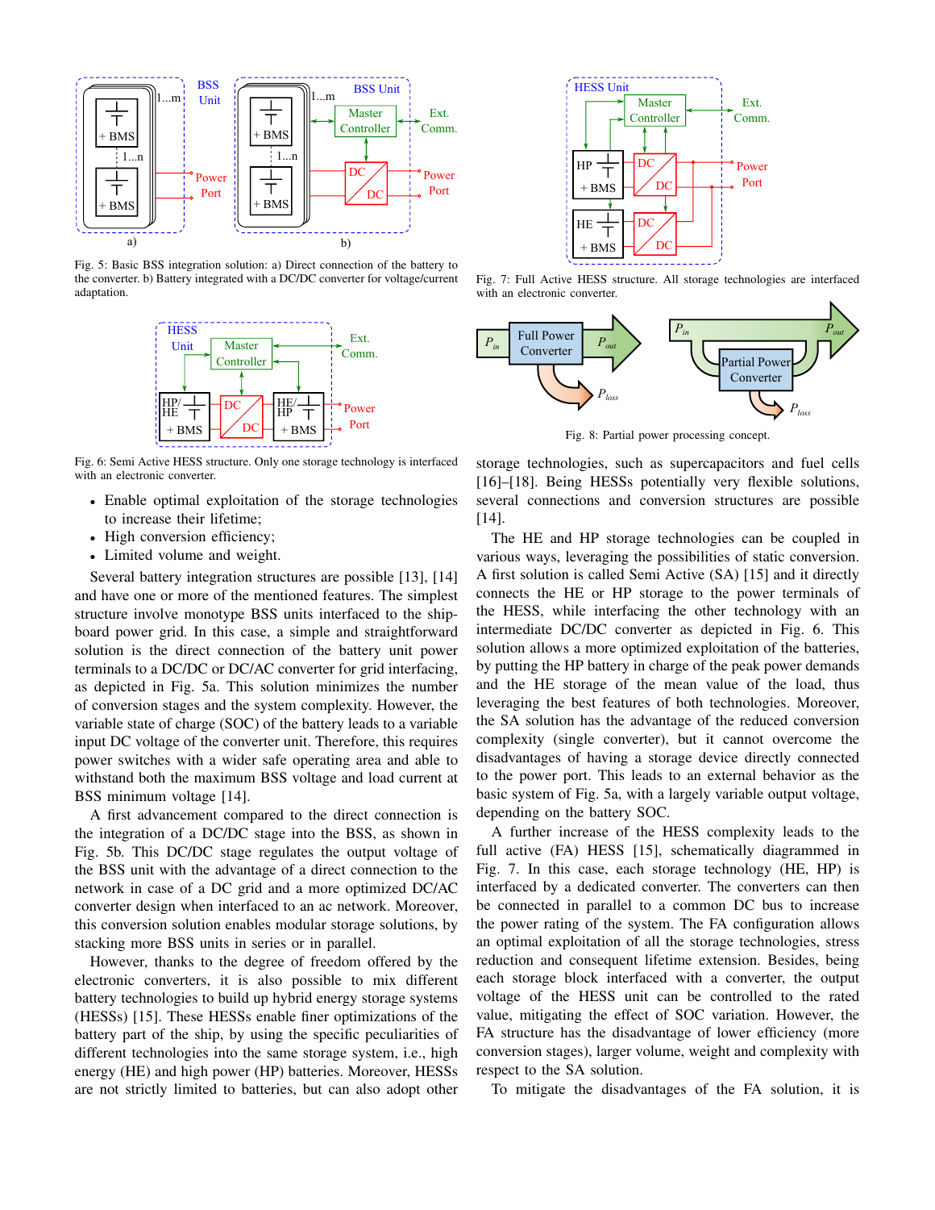Fig. 5: Basic BSS integration solution: a) Direct connection of the battery to the converter. b) Battery integrated with a DC/DC converter for voltage/current adaptation.

Fig. 6: Semi Active HESS structure. Only one storage technology is interfaced with an electronic converter.

- Enable optimal exploitation of the storage technologies to increase their lifetime;
- High conversion efficiency;
- Limited volume and weight.

Several battery integration structures are possible [13], [14] and have one or more of the mentioned features. The simplest structure involve monotype BSS units interfaced to the shipboard power grid. In this case, a simple and straightforward solution is the direct connection of the battery unit power terminals to a DC/DC or DC/AC converter for grid interfacing, as depicted in Fig. 5a. This solution minimizes the number of conversion stages and the system complexity. However, the variable state of charge (SOC) of the battery leads to a variable input DC voltage of the converter unit. Therefore, this requires power switches with a wider safe operating area and able to withstand both the maximum BSS voltage and load current at BSS minimum voltage [14].

A first advancement compared to the direct connection is the integration of a DC/DC stage into the BSS, as shown in Fig. 5b. This DC/DC stage regulates the output voltage of the BSS unit with the advantage of a direct connection to the network in case of a DC grid and a more optimized DC/AC converter design when interfaced to an ac network. Moreover, this conversion solution enables modular storage solutions, by stacking more BSS units in series or in parallel.

However, thanks to the degree of freedom offered by the electronic converters, it is also possible to mix different battery technologies to build up hybrid energy storage systems (HESSs) [15]. These HESSs enable finer optimizations of the battery part of the ship, by using the specific peculiarities of different technologies into the same storage system, i.e., high energy (HE) and high power (HP) batteries. Moreover, HESSs are not strictly limited to batteries, but can also adopt other

Fig. 7: Full Active HESS structure. All storage technologies are interfaced with an electronic converter.

Fig. 8: Partial power processing concept.

storage technologies, such as supercapacitors and fuel cells [16]–[18]. Being HESSs potentially very flexible solutions, several connections and conversion structures are possible [14].

The HE and HP storage technologies can be coupled in various ways, leveraging the possibilities of static conversion. A first solution is called Semi Active (SA) [15] and it directly connects the HE or HP storage to the power terminals of the HESS, while interfacing the other technology with an intermediate DC/DC converter as depicted in Fig. 6. This solution allows a more optimized exploitation of the batteries, by putting the HP battery in charge of the peak power demands and the HE storage of the mean value of the load, thus leveraging the best features of both technologies. Moreover, the SA solution has the advantage of the reduced conversion complexity (single converter), but it cannot overcome the disadvantages of having a storage device directly connected to the power port. This leads to an external behavior as the basic system of Fig. 5a, with a largely variable output voltage, depending on the battery SOC.

A further increase of the HESS complexity leads to the full active (FA) HESS [15], schematically diagrammed in Fig. 7. In this case, each storage technology (HE, HP) is interfaced by a dedicated converter. The converters can then be connected in parallel to a common DC bus to increase the power rating of the system. The FA configuration allows an optimal exploitation of all the storage technologies, stress reduction and consequent lifetime extension. Besides, being each storage block interfaced with a converter, the output voltage of the HESS unit can be controlled to the rated value, mitigating the effect of SOC variation. However, the FA structure has the disadvantage of lower efficiency (more conversion stages), larger volume, weight and complexity with respect to the SA solution.

To mitigate the disadvantages of the FA solution, it is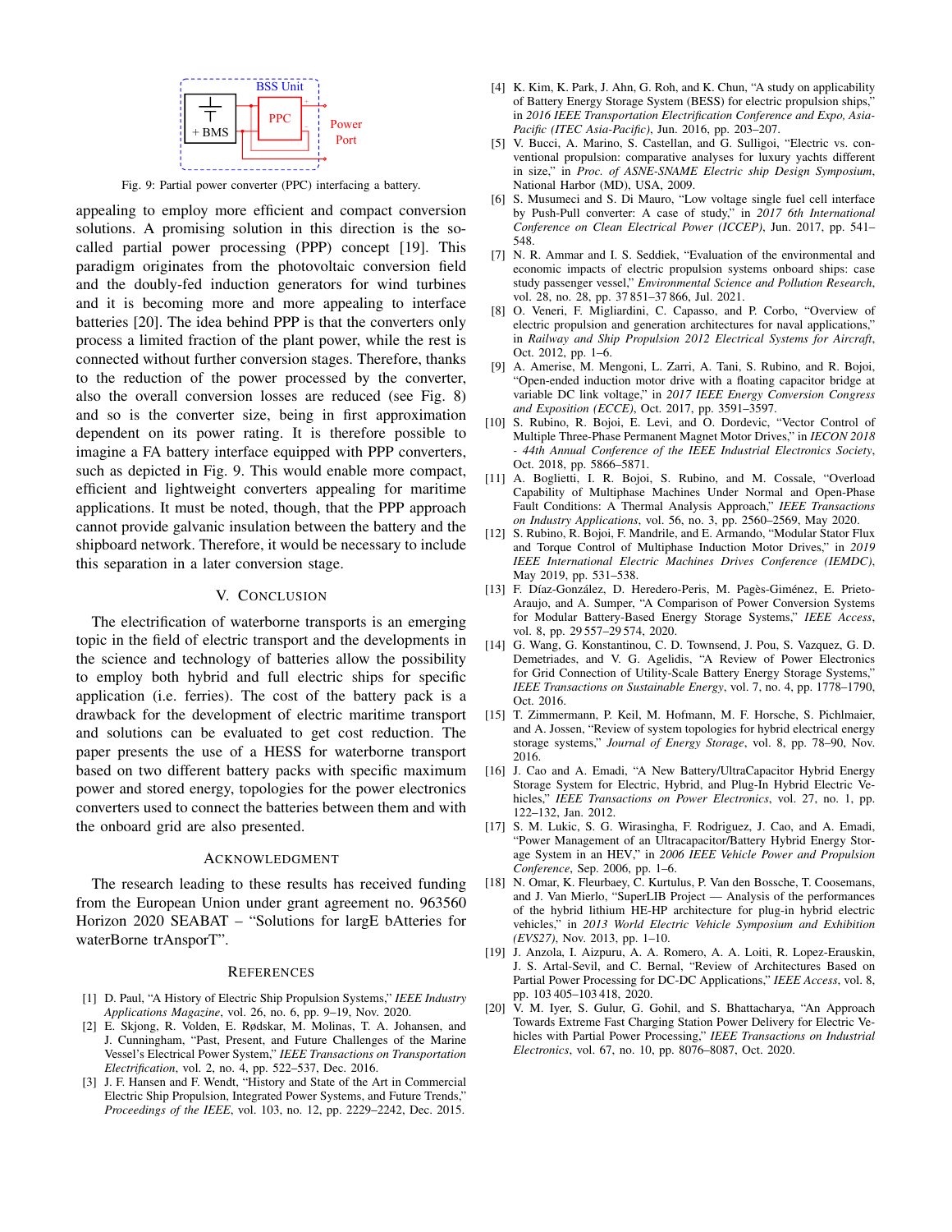BSS Unit

+ BMS

PPC

Power Port

Fig. 9: Partial power converter (PPC) interfacing a battery.

appealing to employ more efficient and compact conversion solutions. A promising solution in this direction is the so-called partial power processing (PPP) concept [19]. This paradigm originates from the photovoltaic conversion field and the doubly-fed induction generators for wind turbines and it is becoming more and more appealing to interface batteries [20]. The idea behind PPP is that the converters only process a limited fraction of the plant power, while the rest is connected without further conversion stages. Therefore, thanks to the reduction of the power processed by the converter, also the overall conversion losses are reduced (see Fig. 8) and so is the converter size, being in first approximation dependent on its power rating. It is therefore possible to imagine a FA battery interface equipped with PPP converters, such as depicted in Fig. 9. This would enable more compact, efficient and lightweight converters appealing for maritime applications. It must be noted, though, that the PPP approach cannot provide galvanic insulation between the battery and the shipboard network. Therefore, it would be necessary to include this separation in a later conversion stage.

## V. Conclusion

The electrification of waterborne transports is an emerging topic in the field of electric transport and the developments in the science and technology of batteries allow the possibility to employ both hybrid and full electric ships for specific application (i.e. ferries). The cost of the battery pack is a drawback for the development of electric maritime transport and solutions can be evaluated to get cost reduction. The paper presents the use of a HESS for waterborne transport based on two different battery packs with specific maximum power and stored energy, topologies for the power electronics converters used to connect the batteries between them and with the onboard grid are also presented.

## Acknowledgment

The research leading to these results has received funding from the European Union under grant agreement no. 963560 Horizon 2020 SEABAT – "Solutions for largE bAtteries for waterBorne trAnsporT".

## References

[1] D. Paul, "A History of Electric Ship Propulsion Systems," *IEEE Industry Applications Magazine*, vol. 26, no. 6, pp. 9–19, Nov. 2020.

[2] E. Skjong, R. Volden, E. Rødskar, M. Molinas, T. A. Johansen, and J. Cunningham, "Past, Present, and Future Challenges of the Marine Vessel's Electrical Power System," *IEEE Transactions on Transportation Electrification*, vol. 2, no. 4, pp. 522–537, Dec. 2016.

[3] J. F. Hansen and F. Wendt, "History and State of the Art in Commercial Electric Ship Propulsion, Integrated Power Systems, and Future Trends," *Proceedings of the IEEE*, vol. 103, no. 12, pp. 2229–2242, Dec. 2015.

[4] K. Kim, K. Park, J. Ahn, G. Roh, and K. Chun, "A study on applicability of Battery Energy Storage System (BESS) for electric propulsion ships," in *2016 IEEE Transportation Electrification Conference and Expo, Asia-Pacific (ITEC Asia-Pacific)*, Jun. 2016, pp. 203–207.

[5] V. Bucci, A. Marino, S. Castellan, and G. Sulligoi, "Electric vs. conventional propulsion: comparative analyses for luxury yachts different in size," in *Proc. of ASNE-SNAME Electric ship Design Symposium*, National Harbor (MD), USA, 2009.

[6] S. Musumeci and S. Di Mauro, "Low voltage single fuel cell interface by Push-Pull converter: A case of study," in *2017 6th International Conference on Clean Electrical Power (ICCEP)*, Jun. 2017, pp. 541–548.

[7] N. R. Ammar and I. S. Seddiek, "Evaluation of the environmental and economic impacts of electric propulsion systems onboard ships: case study passenger vessel," *Environmental Science and Pollution Research*, vol. 28, no. 28, pp. 37 851–37 866, Jul. 2021.

[8] O. Veneri, F. Migliardini, C. Capasso, and P. Corbo, "Overview of electric propulsion and generation architectures for naval applications," in *Railway and Ship Propulsion 2012 Electrical Systems for Aircraft*, Oct. 2012, pp. 1–6.

[9] A. Amerise, M. Mengoni, L. Zarri, A. Tani, S. Rubino, and R. Bojoi, "Open-ended induction motor drive with a floating capacitor bridge at variable DC link voltage," in *2017 IEEE Energy Conversion Congress and Exposition (ECCE)*, Oct. 2017, pp. 3591–3597.

[10] S. Rubino, R. Bojoi, E. Levi, and O. Dordevic, "Vector Control of Multiple Three-Phase Permanent Magnet Motor Drives," in *IECON 2018 - 44th Annual Conference of the IEEE Industrial Electronics Society*, Oct. 2018, pp. 5866–5871.

[11] A. Boglietti, I. R. Bojoi, S. Rubino, and M. Cossale, "Overload Capability of Multiphase Machines Under Normal and Open-Phase Fault Conditions: A Thermal Analysis Approach," *IEEE Transactions on Industry Applications*, vol. 56, no. 3, pp. 2560–2569, May 2020.

[12] S. Rubino, R. Bojoi, F. Mandrile, and E. Armando, "Modular Stator Flux and Torque Control of Multiphase Induction Motor Drives," in *2019 IEEE International Electric Machines Drives Conference (IEMDC)*, May 2019, pp. 531–538.

[13] F. Díaz-González, D. Heredero-Peris, M. Pagès-Giménez, E. Prieto-Araujo, and A. Sumper, "A Comparison of Power Conversion Systems for Modular Battery-Based Energy Storage Systems," *IEEE Access*, vol. 8, pp. 29 557–29 574, 2020.

[14] G. Wang, G. Konstantinou, C. D. Townsend, J. Pou, S. Vazquez, G. D. Demetriades, and V. G. Agelidis, "A Review of Power Electronics for Grid Connection of Utility-Scale Battery Energy Storage Systems," *IEEE Transactions on Sustainable Energy*, vol. 7, no. 4, pp. 1778–1790, Oct. 2016.

[15] T. Zimmermann, P. Keil, M. Hofmann, M. F. Horsche, S. Pichlmaier, and A. Jossen, "Review of system topologies for hybrid electrical energy storage systems," *Journal of Energy Storage*, vol. 8, pp. 78–90, Nov. 2016.

[16] J. Cao and A. Emadi, "A New Battery/UltraCapacitor Hybrid Energy Storage System for Electric, Hybrid, and Plug-In Hybrid Electric Vehicles," *IEEE Transactions on Power Electronics*, vol. 27, no. 1, pp. 122–132, Jan. 2012.

[17] S. M. Lukic, S. G. Wirasingha, F. Rodriguez, J. Cao, and A. Emadi, "Power Management of an Ultracapacitor/Battery Hybrid Energy Storage System in an HEV," in *2006 IEEE Vehicle Power and Propulsion Conference*, Sep. 2006, pp. 1–6.

[18] N. Omar, K. Fleurbaey, C. Kurtulus, P. Van den Bossche, T. Coosemans, and J. Van Mierlo, "SuperLIB Project — Analysis of the performances of the hybrid lithium HE-HP architecture for plug-in hybrid electric vehicles," in *2013 World Electric Vehicle Symposium and Exhibition (EVS27)*, Nov. 2013, pp. 1–10.

[19] J. Anzola, I. Aizpuru, A. A. Romero, A. A. Loiti, R. Lopez-Erauskin, J. S. Artal-Sevil, and C. Bernal, "Review of Architectures Based on Partial Power Processing for DC-DC Applications," *IEEE Access*, vol. 8, pp. 103 405–103 418, 2020.

[20] V. M. Iyer, S. Gulur, G. Gohil, and S. Bhattacharya, "An Approach Towards Extreme Fast Charging Station Power Delivery for Electric Vehicles with Partial Power Processing," *IEEE Transactions on Industrial Electronics*, vol. 67, no. 10, pp. 8076–8087, Oct. 2020.